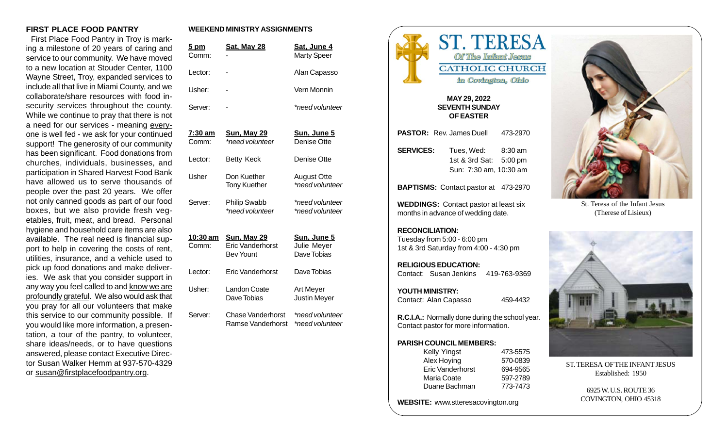## FIRST PLACE FOOD PANTRY

First Place Food Pantry in Troy is marking a milestone of 20 years of caring and service to our community. We have moved to a new location at Stouder Center, 1100 Wayne Street, Troy, expanded services to include all that live in Miami County, and we collaborate/share resources with food insecurity services throughout the county. While we continue to pray that there is not a need for our services - meaning everyone is well fed - we ask for your continued support! The generosity of our community has been significant. Food donations from churches, individuals, businesses, and participation in Shared Harvest Food Bank have allowed us to serve thousands of people over the past 20 years. We offer not only canned goods as part of our food boxes, but we also provide fresh vegetables, fruit, meat, and bread. Personal hygiene and household care items are also available. The real need is financial support to help in covering the costs of rent, utilities, insurance, and a vehicle used to pick up food donations and make deliveries. We ask that you consider support in any way you feel called to and know we are profoundly grateful. We also would ask that you pray for all our volunteers that make this service to our community possible. If you would like more information, a presentation, a tour of the pantry, to volunteer, share ideas/needs, or to have questions answered, please contact Executive Director Susan Walker Hemm at 937-570-4329 or susan@firstplacefoodpantry.org.

## WEEKEND MINISTRY ASSIGNMENTS

| **5 pm** | **Sat, May 28** | **Sat, June 4** |
|---|---|---|
| Comm: | - | Marty Speer |
| Lector: | - | Alan Capasso |
| Usher: | - | Vern Monnin |
| Server: | - | *need volunteer* |

| **7:30 am** | **Sun, May 29** | **Sun, June 5** |
|---|---|---|
| Comm: | *need volunteer* | Denise Otte |
| Lector: | Betty Keck | Denise Otte |
| Usher | Don Kuether<br>Tony Kuether | August Otte<br>*need volunteer* |
| Server: | Philip Swabb<br>*need volunteer* | *need volunteer*<br>*need volunteer* |

| **10:30 am** | **Sun, May 29** | **Sun, June 5** |
|---|---|---|
| Comm: | Eric Vanderhorst<br>Bev Yount | Julie Meyer<br>Dave Tobias |
| Lector: | Eric Vanderhorst | Dave Tobias |
| Usher: | Landon Coate<br>Dave Tobias | Art Meyer<br>Justin Meyer |
| Server: | Chase Vanderhorst<br>Ramse Vanderhorst | *need volunteer*<br>*need volunteer* |

# ST. TERESA
### Of The Infant Jesus
### CATHOLIC CHURCH
*in Covington, Ohio*

**MAY 29, 2022**
**SEVENTH SUNDAY OF EASTER**

**PASTOR:** Rev. James Duell 473-2970

**SERVICES:** Tues, Wed: 8:30 am
1st & 3rd Sat: 5:00 pm
Sun: 7:30 am, 10:30 am

**BAPTISMS:** Contact pastor at 473-2970

**WEDDINGS:** Contact pastor at least six months in advance of wedding date.

**RECONCILIATION:**
Tuesday from 5:00 - 6:00 pm
1st & 3rd Saturday from 4:00 - 4:30 pm

**RELIGIOUS EDUCATION:**
Contact: Susan Jenkins 419-763-9369

**YOUTH MINISTRY:**
Contact: Alan Capasso 459-4432

**R.C.I.A.:** Normally done during the school year. Contact pastor for more information.

**PARISH COUNCIL MEMBERS:**

| | |
|---|---|
| Kelly Yingst | 473-5575 |
| Alex Hoying | 570-0839 |
| Eric Vanderhorst | 694-9565 |
| Maria Coate | 597-2789 |
| Duane Bachman | 773-7473 |

**WEBSITE:** www.stteresacovington.org

St. Teresa of the Infant Jesus
(Therese of Lisieux)

ST. TERESA OF THE INFANT JESUS
Established: 1950

6925 W. U.S. ROUTE 36
COVINGTON, OHIO 45318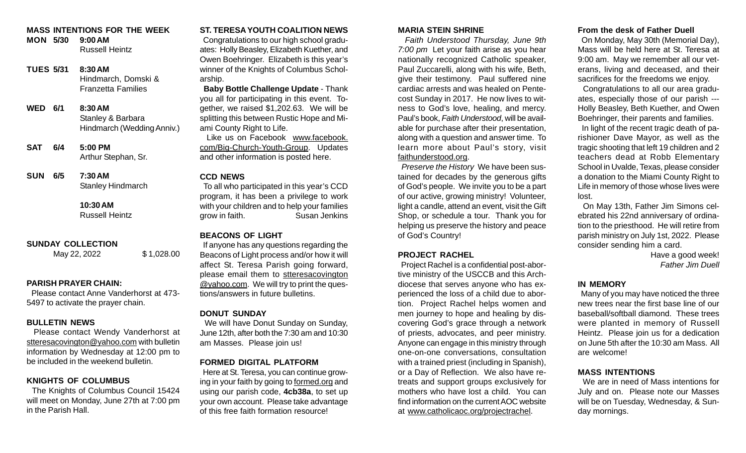## MASS INTENTIONS FOR THE WEEK

**MON 5/30** **9:00 AM**
Russell Heintz

**TUES 5/31** **8:30 AM**
Hindmarch, Domski & Franzetta Families

**WED 6/1** **8:30 AM**
Stanley & Barbara Hindmarch (Wedding Anniv.)

**SAT 6/4** **5:00 PM**
Arthur Stephan, Sr.

**SUN 6/5** **7:30 AM**
Stanley Hindmarch

**10:30 AM**
Russell Heintz

## SUNDAY COLLECTION

May 22, 2022 $ 1,028.00

## PARISH PRAYER CHAIN:

Please contact Anne Vanderhorst at 473-5497 to activate the prayer chain.

## BULLETIN NEWS

Please contact Wendy Vanderhorst at stteresacovington@yahoo.com with bulletin information by Wednesday at 12:00 pm to be included in the weekend bulletin.

## KNIGHTS OF COLUMBUS

The Knights of Columbus Council 15424 will meet on Monday, June 27th at 7:00 pm in the Parish Hall.

## ST. TERESA YOUTH COALITION NEWS

Congratulations to our high school graduates: Holly Beasley, Elizabeth Kuether, and Owen Boehringer. Elizabeth is this year's winner of the Knights of Columbus Scholarship.

**Baby Bottle Challenge Update** - Thank you all for participating in this event. Together, we raised $1,202.63. We will be splitting this between Rustic Hope and Miami County Right to Life.

Like us on Facebook www.facebook.com/Big-Church-Youth-Group. Updates and other information is posted here.

## CCD NEWS

To all who participated in this year's CCD program, it has been a privilege to work with your children and to help your families grow in faith. Susan Jenkins

## BEACONS OF LIGHT

If anyone has any questions regarding the Beacons of Light process and/or how it will affect St. Teresa Parish going forward, please email them to stteresacovington@yahoo.com. We will try to print the questions/answers in future bulletins.

## DONUT SUNDAY

We will have Donut Sunday on Sunday, June 12th, after both the 7:30 am and 10:30 am Masses. Please join us!

## FORMED DIGITAL PLATFORM

Here at St. Teresa, you can continue growing in your faith by going to formed.org and using our parish code, **4cb38a**, to set up your own account. Please take advantage of this free faith formation resource!

## MARIA STEIN SHRINE

*Faith Understood Thursday, June 9th 7:00 pm* Let your faith arise as you hear nationally recognized Catholic speaker, Paul Zuccarelli, along with his wife, Beth, give their testimony. Paul suffered nine cardiac arrests and was healed on Pentecost Sunday in 2017. He now lives to witness to God's love, healing, and mercy. Paul's book, *Faith Understood*, will be available for purchase after their presentation, along with a question and answer time. To learn more about Paul's story, visit faithunderstood.org.

*Preserve the History* We have been sustained for decades by the generous gifts of God's people. We invite you to be a part of our active, growing ministry! Volunteer, light a candle, attend an event, visit the Gift Shop, or schedule a tour. Thank you for helping us preserve the history and peace of God's Country!

## PROJECT RACHEL

Project Rachel is a confidential post-abortive ministry of the USCCB and this Archdiocese that serves anyone who has experienced the loss of a child due to abortion. Project Rachel helps women and men journey to hope and healing by discovering God's grace through a network of priests, advocates, and peer ministry. Anyone can engage in this ministry through one-on-one conversations, consultation with a trained priest (including in Spanish), or a Day of Reflection. We also have retreats and support groups exclusively for mothers who have lost a child. You can find information on the current AOC website at www.catholicaoc.org/projectrachel.

## From the desk of Father Duell

On Monday, May 30th (Memorial Day), Mass will be held here at St. Teresa at 9:00 am. May we remember all our veterans, living and deceased, and their sacrifices for the freedoms we enjoy.

Congratulations to all our area graduates, especially those of our parish --- Holly Beasley, Beth Kuether, and Owen Boehringer, their parents and families.

In light of the recent tragic death of parishioner Dave Mayor, as well as the tragic shooting that left 19 children and 2 teachers dead at Robb Elementary School in Uvalde, Texas, please consider a donation to the Miami County Right to Life in memory of those whose lives were lost.

On May 13th, Father Jim Simons celebrated his 22nd anniversary of ordination to the priesthood. He will retire from parish ministry on July 1st, 2022. Please consider sending him a card.

Have a good week!
*Father Jim Duell*

## IN MEMORY

Many of you may have noticed the three new trees near the first base line of our baseball/softball diamond. These trees were planted in memory of Russell Heintz. Please join us for a dedication on June 5th after the 10:30 am Mass. All are welcome!

## MASS INTENTIONS

We are in need of Mass intentions for July and on. Please note our Masses will be on Tuesday, Wednesday, & Sunday mornings.